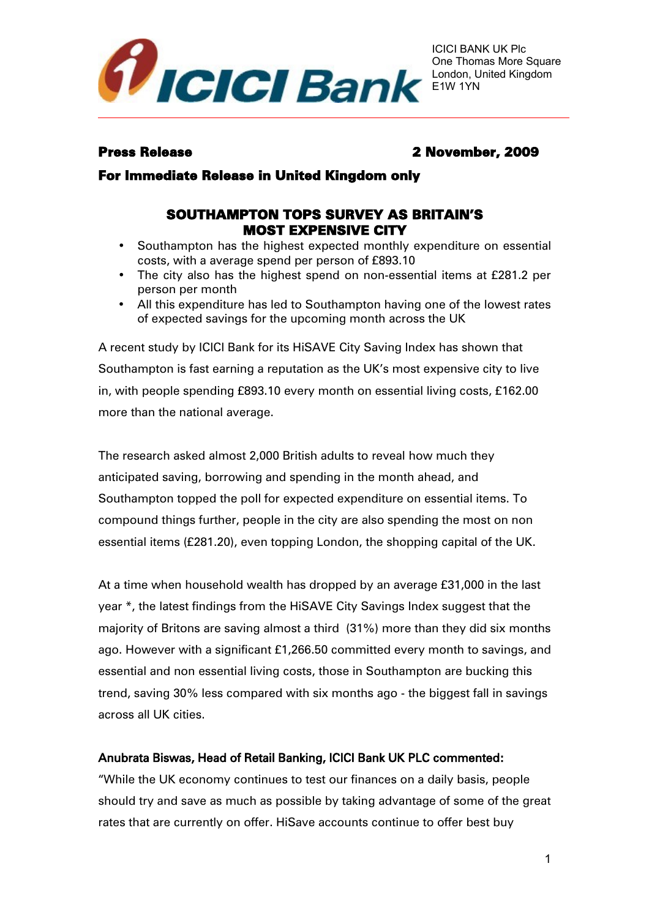ICICI BANK UK Plc
One Thomas More Square
London, United Kingdom
E1W 1YN

**Press Release** **2 November, 2009**

**For Immediate Release in United Kingdom only**

# SOUTHAMPTON TOPS SURVEY AS BRITAIN'S MOST EXPENSIVE CITY

- Southampton has the highest expected monthly expenditure on essential costs, with a average spend per person of £893.10
- The city also has the highest spend on non-essential items at £281.2 per person per month
- All this expenditure has led to Southampton having one of the lowest rates of expected savings for the upcoming month across the UK

A recent study by ICICI Bank for its HiSAVE City Saving Index has shown that Southampton is fast earning a reputation as the UK's most expensive city to live in, with people spending £893.10 every month on essential living costs, £162.00 more than the national average.

The research asked almost 2,000 British adults to reveal how much they anticipated saving, borrowing and spending in the month ahead, and Southampton topped the poll for expected expenditure on essential items. To compound things further, people in the city are also spending the most on non essential items (£281.20), even topping London, the shopping capital of the UK.

At a time when household wealth has dropped by an average £31,000 in the last year *, the latest findings from the HiSAVE City Savings Index suggest that the majority of Britons are saving almost a third (31%) more than they did six months ago. However with a significant £1,266.50 committed every month to savings, and essential and non essential living costs, those in Southampton are bucking this trend, saving 30% less compared with six months ago - the biggest fall in savings across all UK cities.

**Anubrata Biswas, Head of Retail Banking, ICICI Bank UK PLC commented:**

"While the UK economy continues to test our finances on a daily basis, people should try and save as much as possible by taking advantage of some of the great rates that are currently on offer. HiSave accounts continue to offer best buy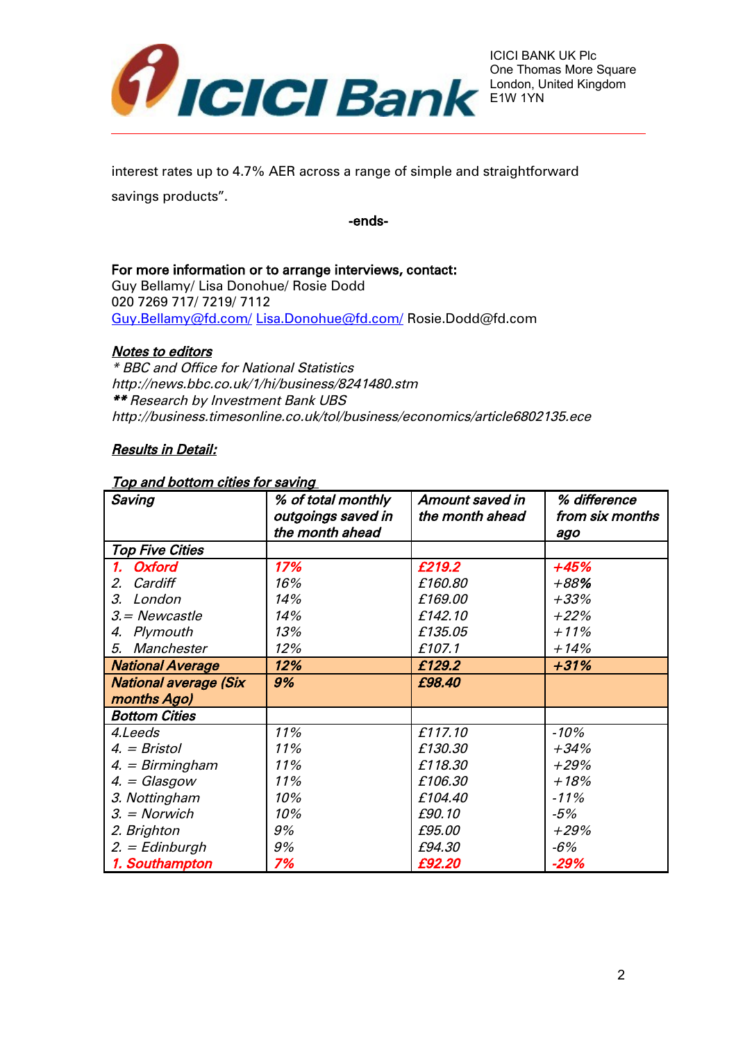interest rates up to 4.7% AER across a range of simple and straightforward savings products".

-ends-

**For more information or to arrange interviews, contact:**
Guy Bellamy/ Lisa Donohue/ Rosie Dodd
020 7269 717/ 7219/ 7112
Guy.Bellamy@fd.com/ Lisa.Donohue@fd.com/ Rosie.Dodd@fd.com

***Notes to editors***
\* *BBC and Office for National Statistics*
*http://news.bbc.co.uk/1/hi/business/8241480.stm*
***\*\**** *Research by Investment Bank UBS*
*http://business.timesonline.co.uk/tol/business/economics/article6802135.ece*

***Results in Detail:***

***Top and bottom cities for saving***

| *Saving* | *% of total monthly outgoings saved in the month ahead* | *Amount saved in the month ahead* | *% difference from six months ago* |
|---|---|---|---|
| ***Top Five Cities*** | | | |
| *1. Oxford* | *17%* | *£219.2* | *+45%* |
| *2. Cardiff* | *16%* | *£160.80* | *+88%* |
| *3. London* | *14%* | *£169.00* | *+33%* |
| *3.= Newcastle* | *14%* | *£142.10* | *+22%* |
| *4. Plymouth* | *13%* | *£135.05* | *+11%* |
| *5. Manchester* | *12%* | *£107.1* | *+14%* |
| ***National Average*** | ***12%*** | ***£129.2*** | ***+31%*** |
| ***National average (Six months Ago)*** | ***9%*** | ***£98.40*** | |
| ***Bottom Cities*** | | | |
| *4.Leeds* | *11%* | *£117.10* | *-10%* |
| *4. = Bristol* | *11%* | *£130.30* | *+34%* |
| *4. = Birmingham* | *11%* | *£118.30* | *+29%* |
| *4. = Glasgow* | *11%* | *£106.30* | *+18%* |
| *3. Nottingham* | *10%* | *£104.40* | *-11%* |
| *3. = Norwich* | *10%* | *£90.10* | *-5%* |
| *2. Brighton* | *9%* | *£95.00* | *+29%* |
| *2. = Edinburgh* | *9%* | *£94.30* | *-6%* |
| *1. Southampton* | *7%* | *£92.20* | *-29%* |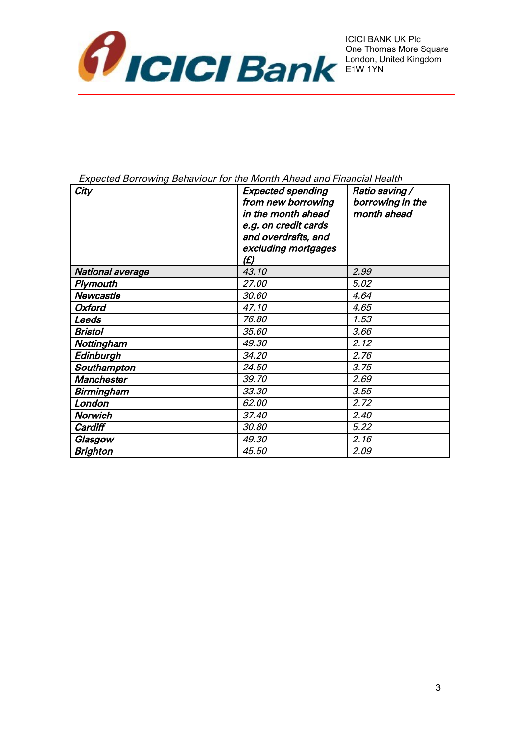ICICI BANK UK Plc
One Thomas More Square
London, United Kingdom
E1W 1YN

*Expected Borrowing Behaviour for the Month Ahead and Financial Health*

| ***City*** | ***Expected spending from new borrowing in the month ahead e.g. on credit cards and overdrafts, and excluding mortgages (£)*** | ***Ratio saving / borrowing in the month ahead*** |
|---|---|---|
| ***National average*** | *43.10* | *2.99* |
| ***Plymouth*** | *27.00* | *5.02* |
| ***Newcastle*** | *30.60* | *4.64* |
| ***Oxford*** | *47.10* | *4.65* |
| ***Leeds*** | *76.80* | *1.53* |
| ***Bristol*** | *35.60* | *3.66* |
| ***Nottingham*** | *49.30* | *2.12* |
| ***Edinburgh*** | *34.20* | *2.76* |
| ***Southampton*** | *24.50* | *3.75* |
| ***Manchester*** | *39.70* | *2.69* |
| ***Birmingham*** | *33.30* | *3.55* |
| ***London*** | *62.00* | *2.72* |
| ***Norwich*** | *37.40* | *2.40* |
| ***Cardiff*** | *30.80* | *5.22* |
| ***Glasgow*** | *49.30* | *2.16* |
| ***Brighton*** | *45.50* | *2.09* |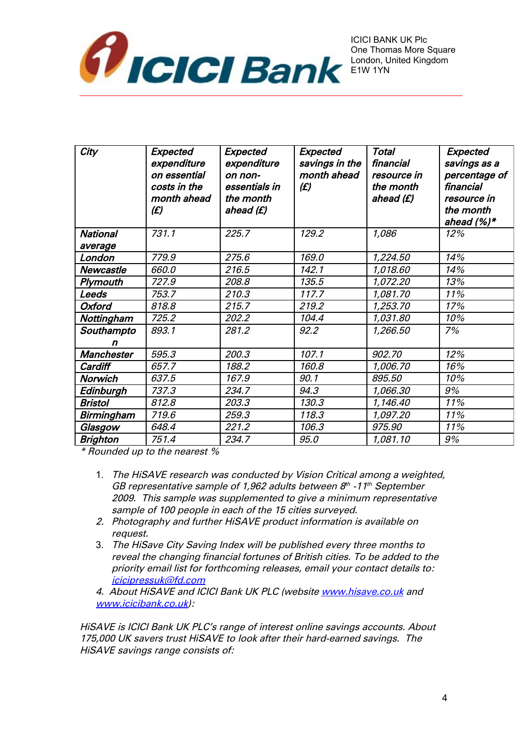ICICI BANK UK Plc
One Thomas More Square
London, United Kingdom
E1W 1YN

| City | Expected expenditure on essential costs in the month ahead (£) | Expected expenditure on non-essentials in the month ahead (£) | Expected savings in the month ahead (£) | Total financial resource in the month ahead (£) | Expected savings as a percentage of financial resource in the month ahead (%)* |
|---|---|---|---|---|---|
| **National average** | *731.1* | *225.7* | *129.2* | *1,086* | *12%* |
| **London** | *779.9* | *275.6* | *169.0* | *1,224.50* | *14%* |
| **Newcastle** | *660.0* | *216.5* | *142.1* | *1,018.60* | *14%* |
| **Plymouth** | *727.9* | *208.8* | *135.5* | *1,072.20* | *13%* |
| **Leeds** | *753.7* | *210.3* | *117.7* | *1,081.70* | *11%* |
| **Oxford** | *818.8* | *215.7* | *219.2* | *1,253.70* | *17%* |
| **Nottingham** | *725.2* | *202.2* | *104.4* | *1,031.80* | *10%* |
| **Southampton** | *893.1* | *281.2* | *92.2* | *1,266.50* | *7%* |
| **Manchester** | *595.3* | *200.3* | *107.1* | *902.70* | *12%* |
| **Cardiff** | *657.7* | *188.2* | *160.8* | *1,006.70* | *16%* |
| **Norwich** | *637.5* | *167.9* | *90.1* | *895.50* | *10%* |
| **Edinburgh** | *737.3* | *234.7* | *94.3* | *1,066.30* | *9%* |
| **Bristol** | *812.8* | *203.3* | *130.3* | *1,146.40* | *11%* |
| **Birmingham** | *719.6* | *259.3* | *118.3* | *1,097.20* | *11%* |
| **Glasgow** | *648.4* | *221.2* | *106.3* | *975.90* | *11%* |
| **Brighton** | *751.4* | *234.7* | *95.0* | *1,081.10* | *9%* |

*\* Rounded up to the nearest %*

1. *The HiSAVE research was conducted by Vision Critical among a weighted, GB representative sample of 1,962 adults between 8th -11th September 2009. This sample was supplemented to give a minimum representative sample of 100 people in each of the 15 cities surveyed.*
2. *Photography and further HiSAVE product information is available on request.*
3. *The HiSave City Saving Index will be published every three months to reveal the changing financial fortunes of British cities. To be added to the priority email list for forthcoming releases, email your contact details to: icicipressuk@fd.com*
4. *About HiSAVE and ICICI Bank UK PLC (website www.hisave.co.uk and www.icicibank.co.uk):*

*HiSAVE is ICICI Bank UK PLC's range of interest online savings accounts. About 175,000 UK savers trust HiSAVE to look after their hard-earned savings. The HiSAVE savings range consists of:*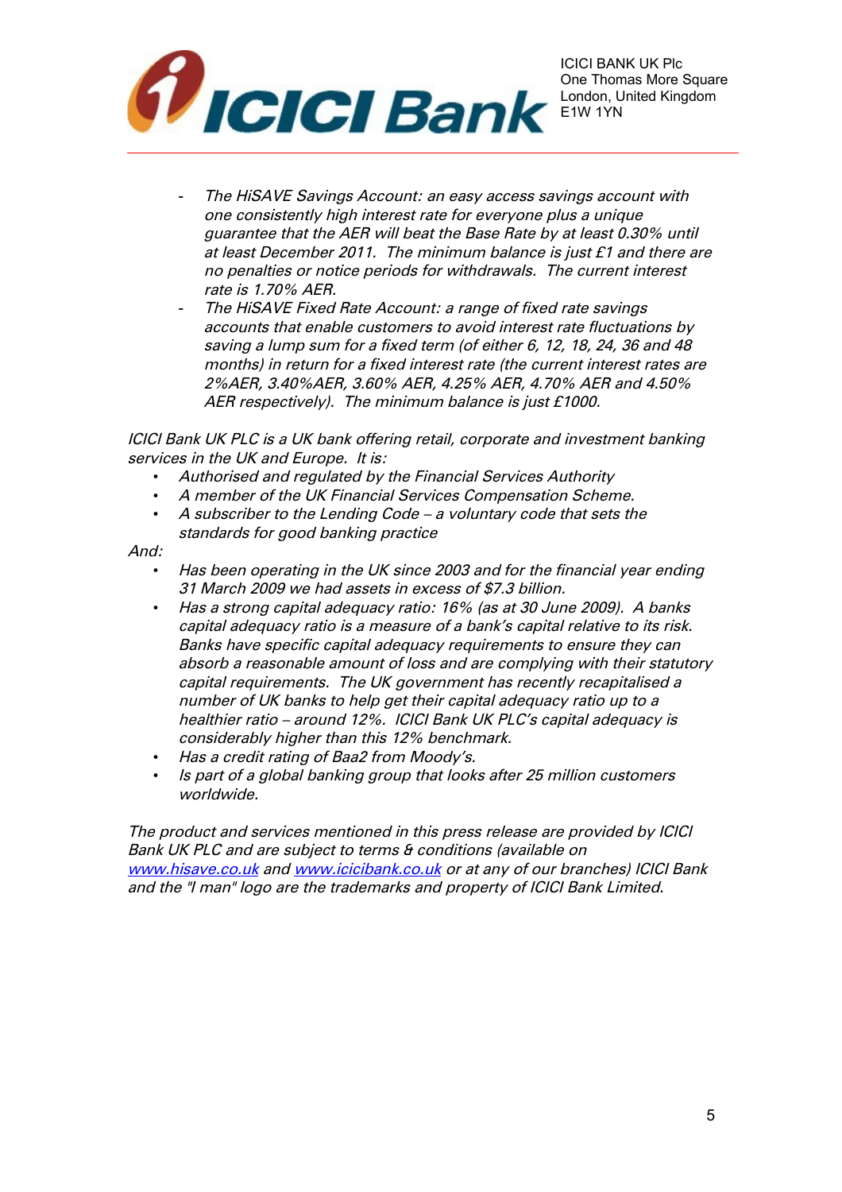ICICI BANK UK Plc
One Thomas More Square
London, United Kingdom
E1W 1YN

- *The HiSAVE Savings Account: an easy access savings account with one consistently high interest rate for everyone plus a unique guarantee that the AER will beat the Base Rate by at least 0.30% until at least December 2011. The minimum balance is just £1 and there are no penalties or notice periods for withdrawals. The current interest rate is 1.70% AER.*
- *The HiSAVE Fixed Rate Account: a range of fixed rate savings accounts that enable customers to avoid interest rate fluctuations by saving a lump sum for a fixed term (of either 6, 12, 18, 24, 36 and 48 months) in return for a fixed interest rate (the current interest rates are 2%AER, 3.40%AER, 3.60% AER, 4.25% AER, 4.70% AER and 4.50% AER respectively). The minimum balance is just £1000.*

*ICICI Bank UK PLC is a UK bank offering retail, corporate and investment banking services in the UK and Europe. It is:*

- *Authorised and regulated by the Financial Services Authority*
- *A member of the UK Financial Services Compensation Scheme.*
- *A subscriber to the Lending Code – a voluntary code that sets the standards for good banking practice*

*And:*

- *Has been operating in the UK since 2003 and for the financial year ending 31 March 2009 we had assets in excess of $7.3 billion.*
- *Has a strong capital adequacy ratio: 16% (as at 30 June 2009). A banks capital adequacy ratio is a measure of a bank's capital relative to its risk. Banks have specific capital adequacy requirements to ensure they can absorb a reasonable amount of loss and are complying with their statutory capital requirements. The UK government has recently recapitalised a number of UK banks to help get their capital adequacy ratio up to a healthier ratio – around 12%. ICICI Bank UK PLC's capital adequacy is considerably higher than this 12% benchmark.*
- *Has a credit rating of Baa2 from Moody's.*
- *Is part of a global banking group that looks after 25 million customers worldwide.*

*The product and services mentioned in this press release are provided by ICICI Bank UK PLC and are subject to terms & conditions (available on [www.hisave.co.uk](http://www.hisave.co.uk) and [www.icicibank.co.uk](http://www.icicibank.co.uk) or at any of our branches) ICICI Bank and the "I man" logo are the trademarks and property of ICICI Bank Limited.*